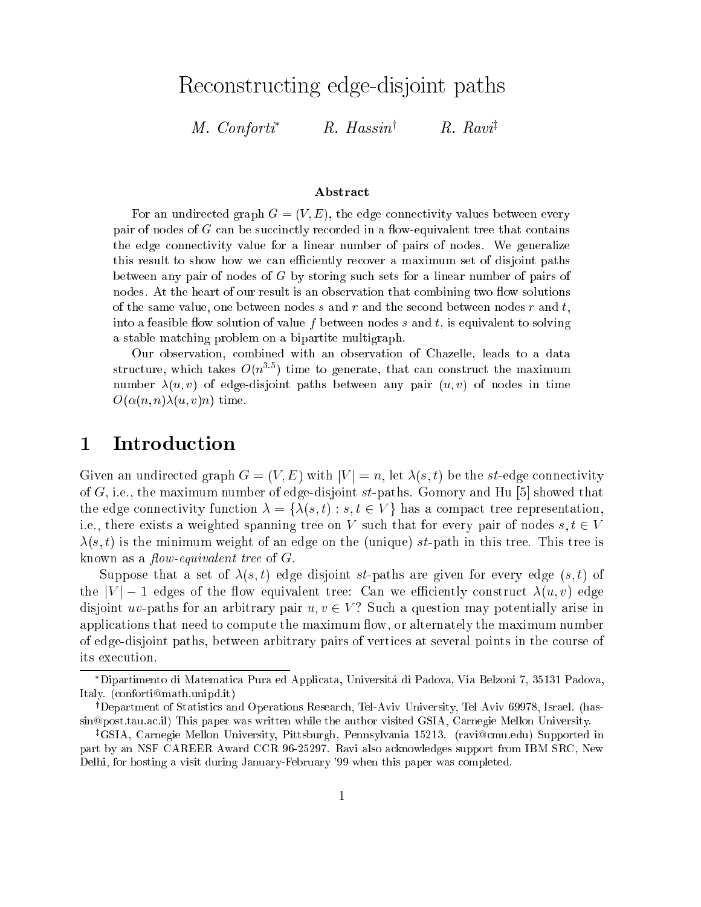# Reconstructing edge-disjoint paths

*M. Conforti*[*] *R. Hassin*[†] *R. Ravi*[‡]

### Abstract

For an undirected graph $G = (V, E)$, the edge connectivity values between every pair of nodes of $G$ can be succinctly recorded in a flow-equivalent tree that contains the edge connectivity value for a linear number of pairs of nodes. We generalize this result to show how we can efficiently recover a maximum set of disjoint paths between any pair of nodes of $G$ by storing such sets for a linear number of pairs of nodes. At the heart of our result is an observation that combining two flow solutions of the same value, one between nodes $s$ and $r$ and the second between nodes $r$ and $t$, into a feasible flow solution of value $f$ between nodes $s$ and $t$, is equivalent to solving a stable matching problem on a bipartite multigraph.

Our observation, combined with an observation of Chazelle, leads to a data structure, which takes $O(n^{3.5})$ time to generate, that can construct the maximum number $\lambda(u, v)$ of edge-disjoint paths between any pair $(u, v)$ of nodes in time $O(\alpha(n, n)\lambda(u, v)n)$ time.

## 1 Introduction

Given an undirected graph $G = (V, E)$ with $|V| = n$, let $\lambda(s, t)$ be the $st$-edge connectivity of $G$, i.e., the maximum number of edge-disjoint $st$-paths. Gomory and Hu [5] showed that the edge connectivity function $\lambda = \{\lambda(s, t) : s, t \in V\}$ has a compact tree representation, i.e., there exists a weighted spanning tree on $V$ such that for every pair of nodes $s, t \in V$ $\lambda(s, t)$ is the minimum weight of an edge on the (unique) $st$-path in this tree. This tree is known as a *flow-equivalent tree* of $G$.

Suppose that a set of $\lambda(s, t)$ edge disjoint $st$-paths are given for every edge $(s, t)$ of the $|V| - 1$ edges of the flow equivalent tree: Can we efficiently construct $\lambda(u, v)$ edge disjoint $uv$-paths for an arbitrary pair $u, v \in V$? Such a question may potentially arise in applications that need to compute the maximum flow, or alternately the maximum number of edge-disjoint paths, between arbitrary pairs of vertices at several points in the course of its execution.

---

[*] Dipartimento di Matematica Pura ed Applicata, Universitá di Padova, Via Belzoni 7, 35131 Padova, Italy. (conforti@math.unipd.it)

[†] Department of Statistics and Operations Research, Tel-Aviv University, Tel Aviv 69978, Israel. (hassin@post.tau.ac.il) This paper was written while the author visited GSIA, Carnegie Mellon University.

[‡] GSIA, Carnegie Mellon University, Pittsburgh, Pennsylvania 15213. (ravi@cmu.edu) Supported in part by an NSF CAREER Award CCR 96-25297. Ravi also acknowledges support from IBM SRC, New Delhi, for hosting a visit during January-February '99 when this paper was completed.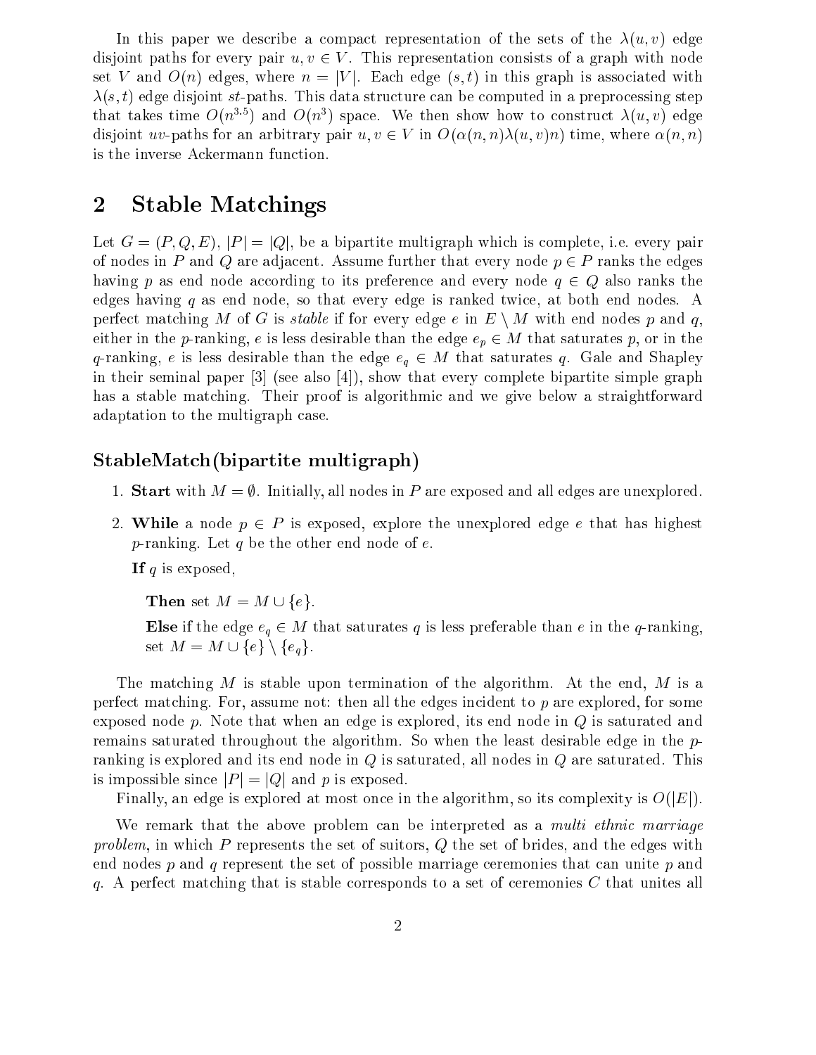In this paper we describe a compact representation of the sets of the $\lambda(u, v)$ edge disjoint paths for every pair $u, v \in V$. This representation consists of a graph with node set $V$ and $O(n)$ edges, where $n = |V|$. Each edge $(s, t)$ in this graph is associated with $\lambda(s, t)$ edge disjoint $st$-paths. This data structure can be computed in a preprocessing step that takes time $O(n^{3.5})$ and $O(n^3)$ space. We then show how to construct $\lambda(u, v)$ edge disjoint $uv$-paths for an arbitrary pair $u, v \in V$ in $O(\alpha(n, n)\lambda(u, v)n)$ time, where $\alpha(n, n)$ is the inverse Ackermann function.

## 2 Stable Matchings

Let $G = (P, Q, E)$, $|P| = |Q|$, be a bipartite multigraph which is complete, i.e. every pair of nodes in $P$ and $Q$ are adjacent. Assume further that every node $p \in P$ ranks the edges having $p$ as end node according to its preference and every node $q \in Q$ also ranks the edges having $q$ as end node, so that every edge is ranked twice, at both end nodes. A perfect matching $M$ of $G$ is *stable* if for every edge $e$ in $E \setminus M$ with end nodes $p$ and $q$, either in the $p$-ranking, $e$ is less desirable than the edge $e_p \in M$ that saturates $p$, or in the $q$-ranking, $e$ is less desirable than the edge $e_q \in M$ that saturates $q$. Gale and Shapley in their seminal paper [3] (see also [4]), show that every complete bipartite simple graph has a stable matching. Their proof is algorithmic and we give below a straightforward adaptation to the multigraph case.

### StableMatch(bipartite multigraph)

1. **Start** with $M = \emptyset$. Initially, all nodes in $P$ are exposed and all edges are unexplored.
2. **While** a node $p \in P$ is exposed, explore the unexplored edge $e$ that has highest $p$-ranking. Let $q$ be the other end node of $e$.

   **If** $q$ is exposed,

   **Then** set $M = M \cup \{e\}$.

   **Else** if the edge $e_q \in M$ that saturates $q$ is less preferable than $e$ in the $q$-ranking, set $M = M \cup \{e\} \setminus \{e_q\}$.

The matching $M$ is stable upon termination of the algorithm. At the end, $M$ is a perfect matching. For, assume not: then all the edges incident to $p$ are explored, for some exposed node $p$. Note that when an edge is explored, its end node in $Q$ is saturated and remains saturated throughout the algorithm. So when the least desirable edge in the $p$-ranking is explored and its end node in $Q$ is saturated, all nodes in $Q$ are saturated. This is impossible since $|P| = |Q|$ and $p$ is exposed.

Finally, an edge is explored at most once in the algorithm, so its complexity is $O(|E|)$.

We remark that the above problem can be interpreted as a *multi ethnic marriage problem*, in which $P$ represents the set of suitors, $Q$ the set of brides, and the edges with end nodes $p$ and $q$ represent the set of possible marriage ceremonies that can unite $p$ and $q$. A perfect matching that is stable corresponds to a set of ceremonies $C$ that unites all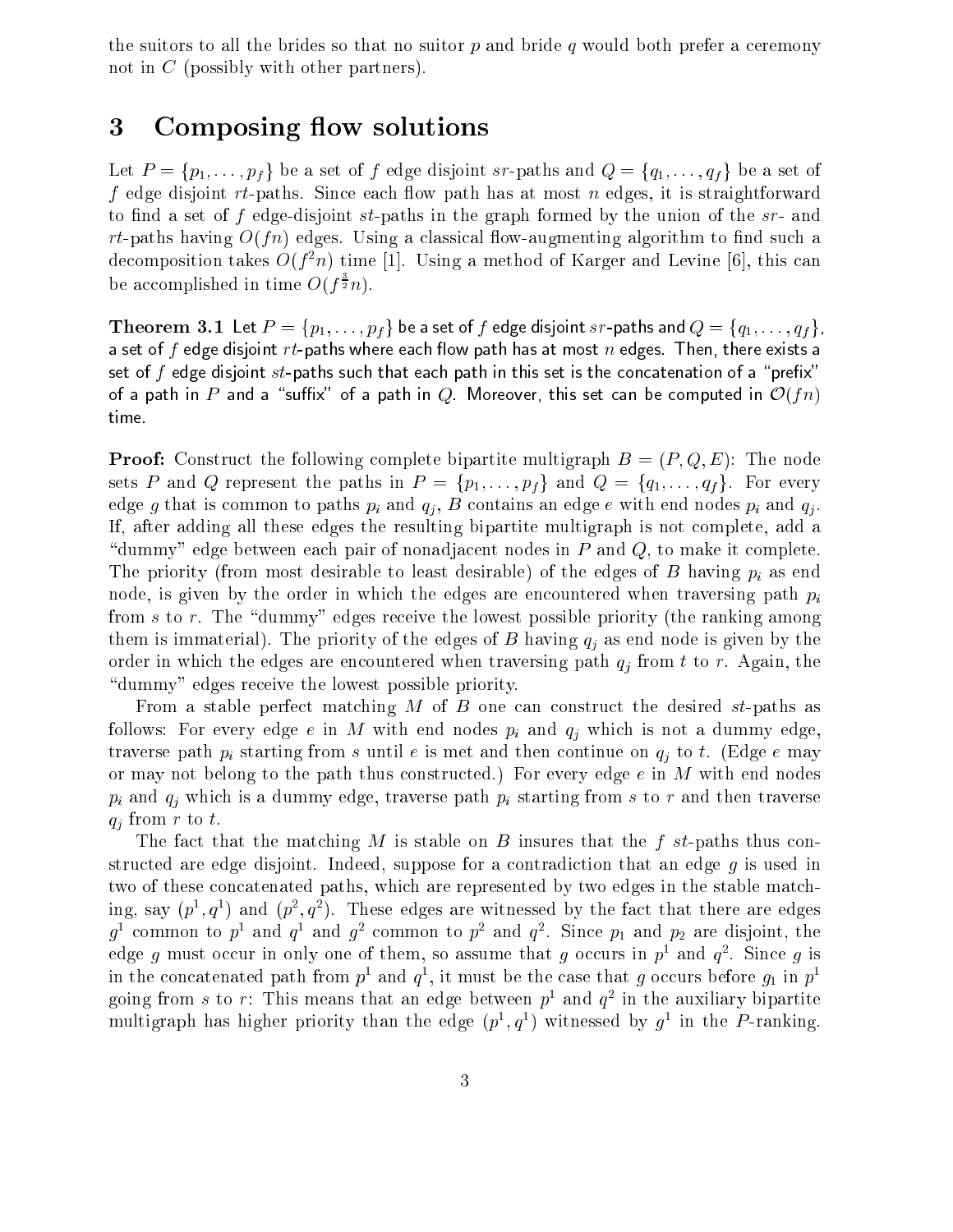the suitors to all the brides so that no suitor $p$ and bride $q$ would both prefer a ceremony not in $C$ (possibly with other partners).

# 3 Composing flow solutions

Let $P = \{p_1, \ldots, p_f\}$ be a set of $f$ edge disjoint $sr$-paths and $Q = \{q_1, \ldots, q_f\}$ be a set of $f$ edge disjoint $rt$-paths. Since each flow path has at most $n$ edges, it is straightforward to find a set of $f$ edge-disjoint $st$-paths in the graph formed by the union of the $sr$- and $rt$-paths having $O(fn)$ edges. Using a classical flow-augmenting algorithm to find such a decomposition takes $O(f^2 n)$ time [1]. Using a method of Karger and Levine [6], this can be accomplished in time $O(f^{\frac{3}{2}} n)$.

**Theorem 3.1** Let $P = \{p_1, \ldots, p_f\}$ be a set of $f$ edge disjoint $sr$-paths and $Q = \{q_1, \ldots, q_f\}$, a set of $f$ edge disjoint $rt$-paths where each flow path has at most $n$ edges. Then, there exists a set of $f$ edge disjoint $st$-paths such that each path in this set is the concatenation of a "prefix" of a path in $P$ and a "suffix" of a path in $Q$. Moreover, this set can be computed in $\mathcal{O}(fn)$ time.

**Proof:** Construct the following complete bipartite multigraph $B = (P, Q, E)$: The node sets $P$ and $Q$ represent the paths in $P = \{p_1, \ldots, p_f\}$ and $Q = \{q_1, \ldots, q_f\}$. For every edge $g$ that is common to paths $p_i$ and $q_j$, $B$ contains an edge $e$ with end nodes $p_i$ and $q_j$. If, after adding all these edges the resulting bipartite multigraph is not complete, add a "dummy" edge between each pair of nonadjacent nodes in $P$ and $Q$, to make it complete. The priority (from most desirable to least desirable) of the edges of $B$ having $p_i$ as end node, is given by the order in which the edges are encountered when traversing path $p_i$ from $s$ to $r$. The "dummy" edges receive the lowest possible priority (the ranking among them is immaterial). The priority of the edges of $B$ having $q_j$ as end node is given by the order in which the edges are encountered when traversing path $q_j$ from $t$ to $r$. Again, the "dummy" edges receive the lowest possible priority.

From a stable perfect matching $M$ of $B$ one can construct the desired $st$-paths as follows: For every edge $e$ in $M$ with end nodes $p_i$ and $q_j$ which is not a dummy edge, traverse path $p_i$ starting from $s$ until $e$ is met and then continue on $q_j$ to $t$. (Edge $e$ may or may not belong to the path thus constructed.) For every edge $e$ in $M$ with end nodes $p_i$ and $q_j$ which is a dummy edge, traverse path $p_i$ starting from $s$ to $r$ and then traverse $q_j$ from $r$ to $t$.

The fact that the matching $M$ is stable on $B$ insures that the $f$ $st$-paths thus constructed are edge disjoint. Indeed, suppose for a contradiction that an edge $g$ is used in two of these concatenated paths, which are represented by two edges in the stable matching, say $(p^1, q^1)$ and $(p^2, q^2)$. These edges are witnessed by the fact that there are edges $g^1$ common to $p^1$ and $q^1$ and $g^2$ common to $p^2$ and $q^2$. Since $p_1$ and $p_2$ are disjoint, the edge $g$ must occur in only one of them, so assume that $g$ occurs in $p^1$ and $q^2$. Since $g$ is in the concatenated path from $p^1$ and $q^1$, it must be the case that $g$ occurs before $g_1$ in $p^1$ going from $s$ to $r$: This means that an edge between $p^1$ and $q^2$ in the auxiliary bipartite multigraph has higher priority than the edge $(p^1, q^1)$ witnessed by $g^1$ in the $P$-ranking.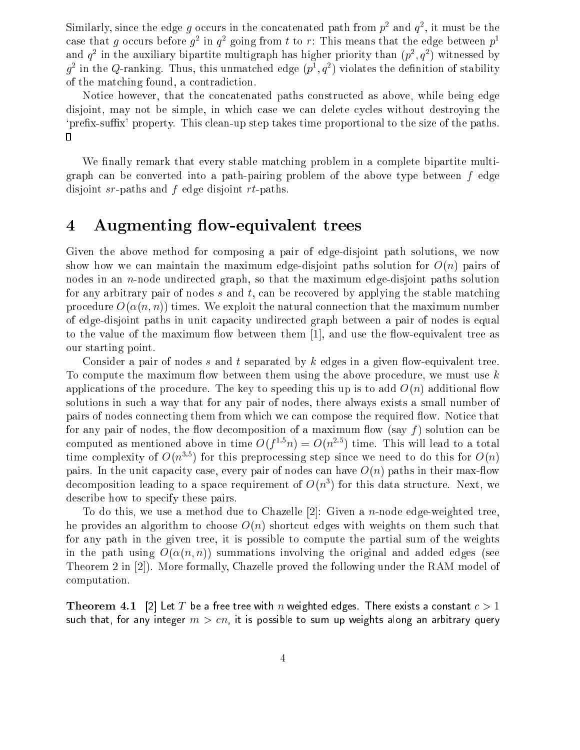Similarly, since the edge $g$ occurs in the concatenated path from $p^2$ and $q^2$, it must be the case that $g$ occurs before $g^2$ in $q^2$ going from $t$ to $r$: This means that the edge between $p^1$ and $q^2$ in the auxiliary bipartite multigraph has higher priority than $(p^2, q^2)$ witnessed by $g^2$ in the $Q$-ranking. Thus, this unmatched edge $(p^1, q^2)$ violates the definition of stability of the matching found, a contradiction.

Notice however, that the concatenated paths constructed as above, while being edge disjoint, may not be simple, in which case we can delete cycles without destroying the 'prefix-suffix' property. This clean-up step takes time proportional to the size of the paths. ∎

We finally remark that every stable matching problem in a complete bipartite multigraph can be converted into a path-pairing problem of the above type between $f$ edge disjoint $sr$-paths and $f$ edge disjoint $rt$-paths.

# 4 Augmenting flow-equivalent trees

Given the above method for composing a pair of edge-disjoint path solutions, we now show how we can maintain the maximum edge-disjoint paths solution for $O(n)$ pairs of nodes in an $n$-node undirected graph, so that the maximum edge-disjoint paths solution for any arbitrary pair of nodes $s$ and $t$, can be recovered by applying the stable matching procedure $O(\alpha(n, n))$ times. We exploit the natural connection that the maximum number of edge-disjoint paths in unit capacity undirected graph between a pair of nodes is equal to the value of the maximum flow between them [1], and use the flow-equivalent tree as our starting point.

Consider a pair of nodes $s$ and $t$ separated by $k$ edges in a given flow-equivalent tree. To compute the maximum flow between them using the above procedure, we must use $k$ applications of the procedure. The key to speeding this up is to add $O(n)$ additional flow solutions in such a way that for any pair of nodes, there always exists a small number of pairs of nodes connecting them from which we can compose the required flow. Notice that for any pair of nodes, the flow decomposition of a maximum flow (say $f$) solution can be computed as mentioned above in time $O(f^{1.5}n) = O(n^{2.5})$ time. This will lead to a total time complexity of $O(n^{3.5})$ for this preprocessing step since we need to do this for $O(n)$ pairs. In the unit capacity case, every pair of nodes can have $O(n)$ paths in their max-flow decomposition leading to a space requirement of $O(n^3)$ for this data structure. Next, we describe how to specify these pairs.

To do this, we use a method due to Chazelle [2]: Given a $n$-node edge-weighted tree, he provides an algorithm to choose $O(n)$ shortcut edges with weights on them such that for any path in the given tree, it is possible to compute the partial sum of the weights in the path using $O(\alpha(n, n))$ summations involving the original and added edges (see Theorem 2 in [2]). More formally, Chazelle proved the following under the RAM model of computation.

**Theorem 4.1** [2] Let $T$ be a free tree with $n$ weighted edges. There exists a constant $c > 1$ such that, for any integer $m > cn$, it is possible to sum up weights along an arbitrary query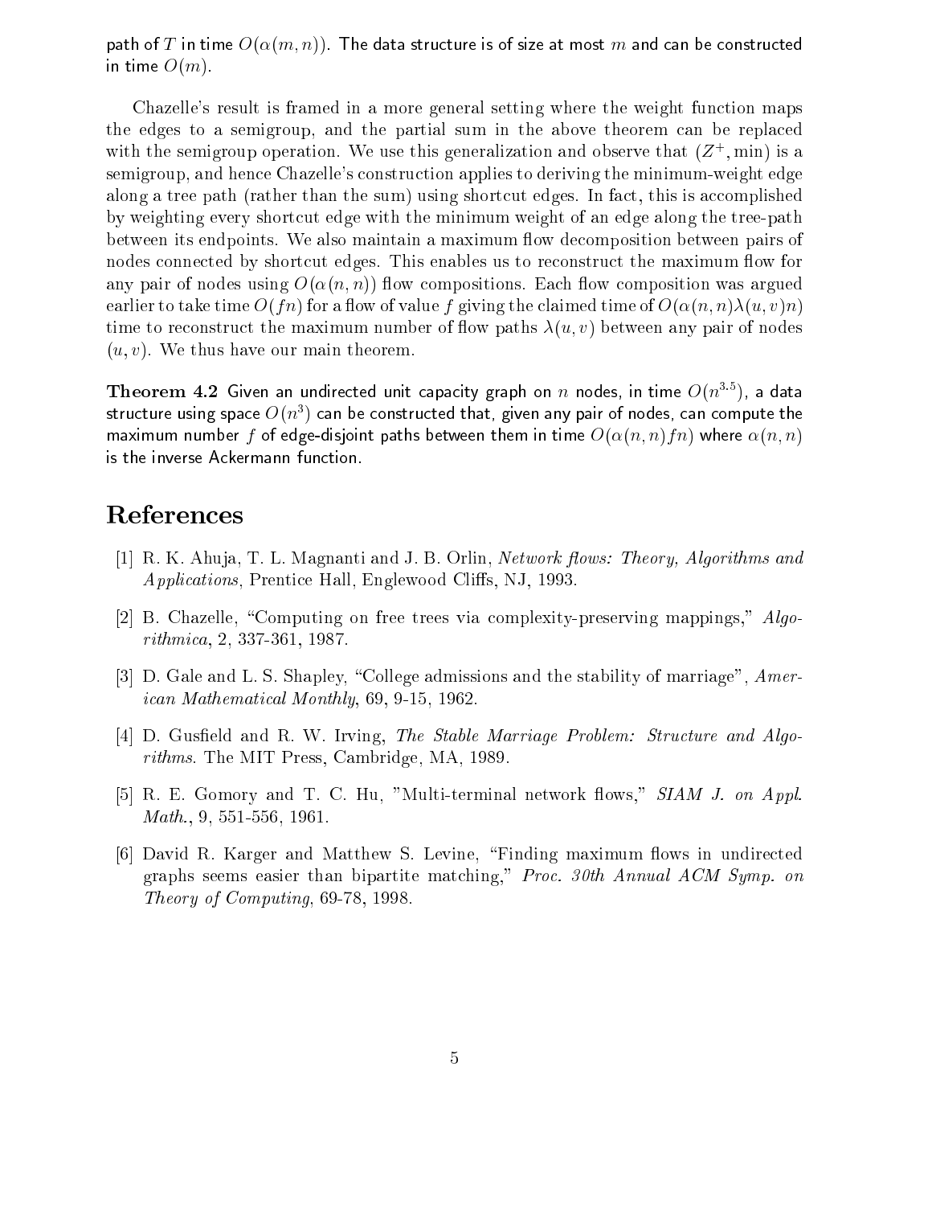path of $T$ in time $O(\alpha(m, n))$. The data structure is of size at most $m$ and can be constructed in time $O(m)$.

Chazelle's result is framed in a more general setting where the weight function maps the edges to a semigroup, and the partial sum in the above theorem can be replaced with the semigroup operation. We use this generalization and observe that $(Z^+, \min)$ is a semigroup, and hence Chazelle's construction applies to deriving the minimum-weight edge along a tree path (rather than the sum) using shortcut edges. In fact, this is accomplished by weighting every shortcut edge with the minimum weight of an edge along the tree-path between its endpoints. We also maintain a maximum flow decomposition between pairs of nodes connected by shortcut edges. This enables us to reconstruct the maximum flow for any pair of nodes using $O(\alpha(n, n))$ flow compositions. Each flow composition was argued earlier to take time $O(fn)$ for a flow of value $f$ giving the claimed time of $O(\alpha(n, n)\lambda(u, v)n)$ time to reconstruct the maximum number of flow paths $\lambda(u, v)$ between any pair of nodes $(u, v)$. We thus have our main theorem.

**Theorem 4.2** Given an undirected unit capacity graph on $n$ nodes, in time $O(n^{3.5})$, a data structure using space $O(n^3)$ can be constructed that, given any pair of nodes, can compute the maximum number $f$ of edge-disjoint paths between them in time $O(\alpha(n, n)fn)$ where $\alpha(n, n)$ is the inverse Ackermann function.

# References

[1] R. K. Ahuja, T. L. Magnanti and J. B. Orlin, *Network flows: Theory, Algorithms and Applications*, Prentice Hall, Englewood Cliffs, NJ, 1993.

[2] B. Chazelle, "Computing on free trees via complexity-preserving mappings," *Algorithmica*, 2, 337-361, 1987.

[3] D. Gale and L. S. Shapley, "College admissions and the stability of marriage", *American Mathematical Monthly*, 69, 9-15, 1962.

[4] D. Gusfield and R. W. Irving, *The Stable Marriage Problem: Structure and Algorithms*. The MIT Press, Cambridge, MA, 1989.

[5] R. E. Gomory and T. C. Hu, "Multi-terminal network flows," *SIAM J. on Appl. Math.*, 9, 551-556, 1961.

[6] David R. Karger and Matthew S. Levine, "Finding maximum flows in undirected graphs seems easier than bipartite matching," *Proc. 30th Annual ACM Symp. on Theory of Computing*, 69-78, 1998.